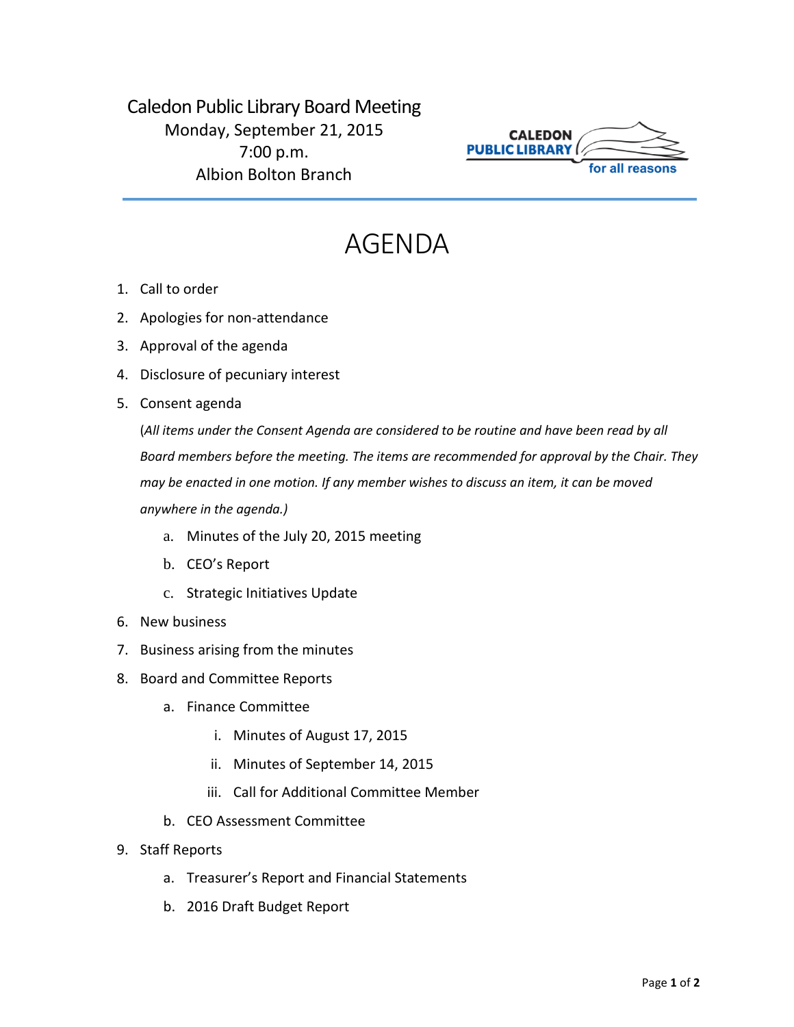# Caledon Public Library Board Meeting

Monday, September 21, 2015
7:00 p.m.
Albion Bolton Branch

CALEDON PUBLIC LIBRARY for all reasons

# AGENDA

1. Call to order
2. Apologies for non-attendance
3. Approval of the agenda
4. Disclosure of pecuniary interest
5. Consent agenda

   (*All items under the Consent Agenda are considered to be routine and have been read by all Board members before the meeting. The items are recommended for approval by the Chair. They may be enacted in one motion. If any member wishes to discuss an item, it can be moved anywhere in the agenda.)*

   a. Minutes of the July 20, 2015 meeting
   b. CEO's Report
   c. Strategic Initiatives Update
6. New business
7. Business arising from the minutes
8. Board and Committee Reports
   a. Finance Committee
      i. Minutes of August 17, 2015
      ii. Minutes of September 14, 2015
      iii. Call for Additional Committee Member
   b. CEO Assessment Committee
9. Staff Reports
   a. Treasurer's Report and Financial Statements
   b. 2016 Draft Budget Report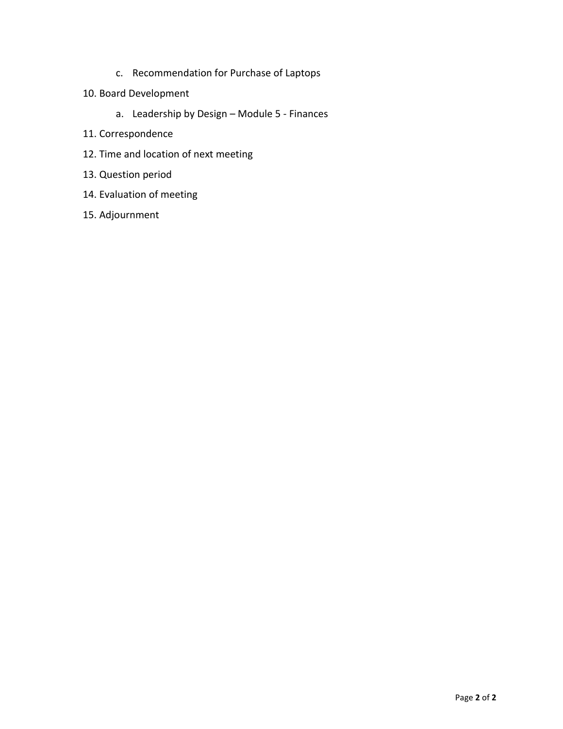c. Recommendation for Purchase of Laptops

10. Board Development

    a. Leadership by Design – Module 5 - Finances

11. Correspondence

12. Time and location of next meeting

13. Question period

14. Evaluation of meeting

15. Adjournment